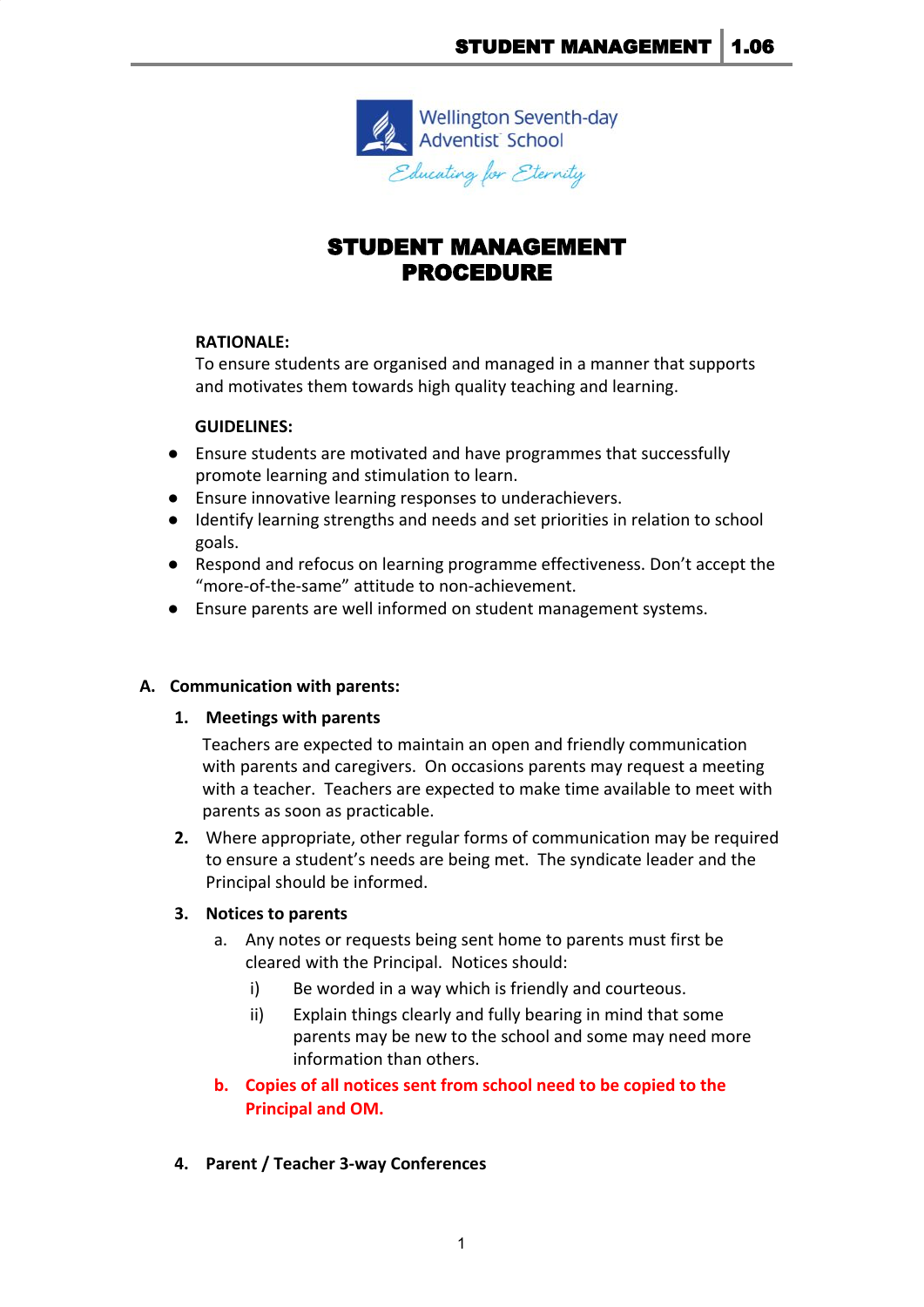Wellington Seventh-day Adventist School

*Educating for Eternity*

# STUDENT MANAGEMENT PROCEDURE

**RATIONALE:**
To ensure students are organised and managed in a manner that supports and motivates them towards high quality teaching and learning.

**GUIDELINES:**

- Ensure students are motivated and have programmes that successfully promote learning and stimulation to learn.
- Ensure innovative learning responses to underachievers.
- Identify learning strengths and needs and set priorities in relation to school goals.
- Respond and refocus on learning programme effectiveness. Don't accept the "more-of-the-same" attitude to non-achievement.
- Ensure parents are well informed on student management systems.

## A. Communication with parents:

**1. Meetings with parents**

Teachers are expected to maintain an open and friendly communication with parents and caregivers. On occasions parents may request a meeting with a teacher. Teachers are expected to make time available to meet with parents as soon as practicable.

**2.** Where appropriate, other regular forms of communication may be required to ensure a student's needs are being met. The syndicate leader and the Principal should be informed.

**3. Notices to parents**

a. Any notes or requests being sent home to parents must first be cleared with the Principal. Notices should:

i) Be worded in a way which is friendly and courteous.

ii) Explain things clearly and fully bearing in mind that some parents may be new to the school and some may need more information than others.

**b. Copies of all notices sent from school need to be copied to the Principal and OM.**

**4. Parent / Teacher 3-way Conferences**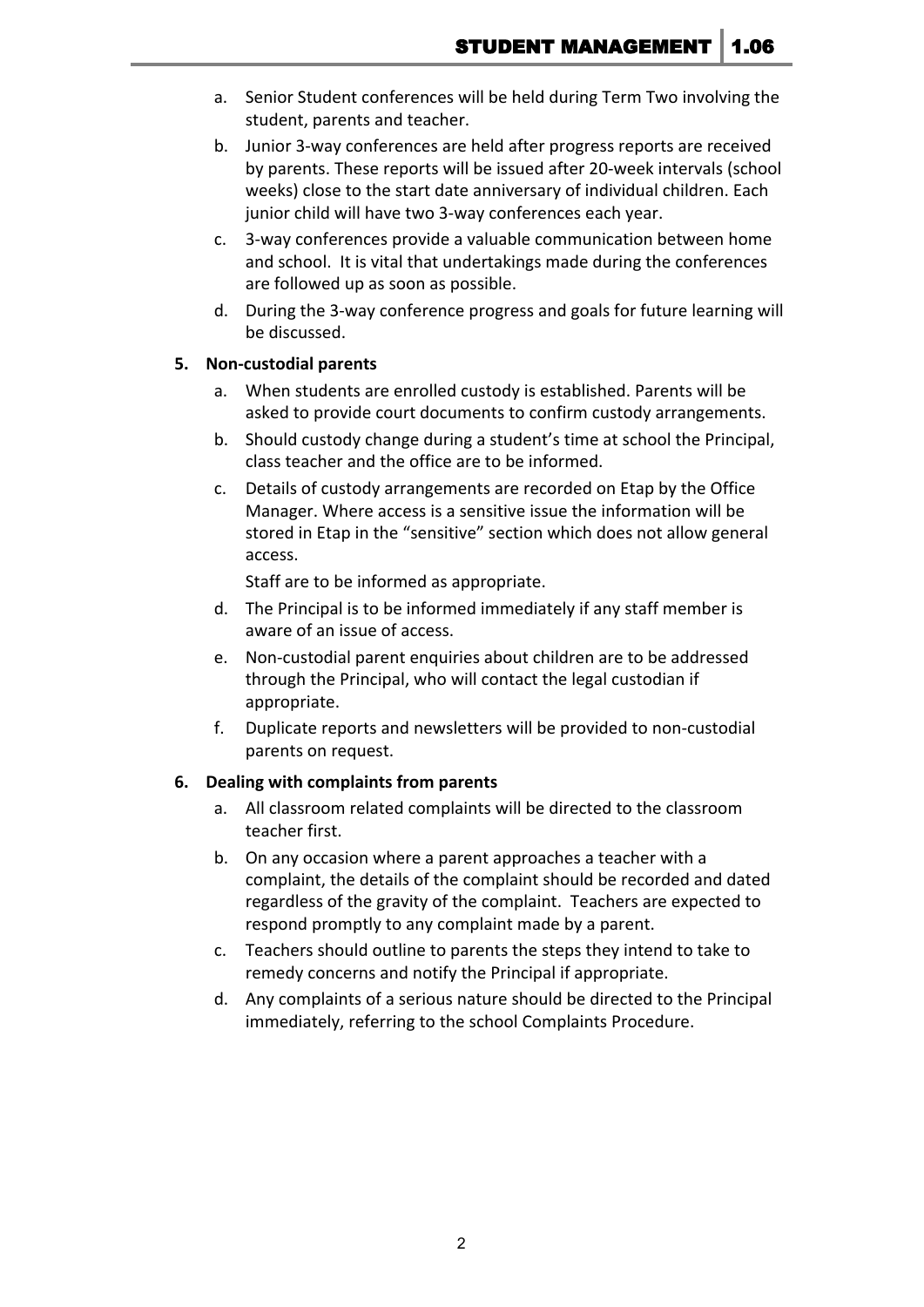a. Senior Student conferences will be held during Term Two involving the student, parents and teacher.

b. Junior 3-way conferences are held after progress reports are received by parents. These reports will be issued after 20-week intervals (school weeks) close to the start date anniversary of individual children. Each junior child will have two 3-way conferences each year.

c. 3-way conferences provide a valuable communication between home and school. It is vital that undertakings made during the conferences are followed up as soon as possible.

d. During the 3-way conference progress and goals for future learning will be discussed.

**5. Non-custodial parents**

a. When students are enrolled custody is established. Parents will be asked to provide court documents to confirm custody arrangements.

b. Should custody change during a student's time at school the Principal, class teacher and the office are to be informed.

c. Details of custody arrangements are recorded on Etap by the Office Manager. Where access is a sensitive issue the information will be stored in Etap in the "sensitive" section which does not allow general access.

   Staff are to be informed as appropriate.

d. The Principal is to be informed immediately if any staff member is aware of an issue of access.

e. Non-custodial parent enquiries about children are to be addressed through the Principal, who will contact the legal custodian if appropriate.

f. Duplicate reports and newsletters will be provided to non-custodial parents on request.

**6. Dealing with complaints from parents**

a. All classroom related complaints will be directed to the classroom teacher first.

b. On any occasion where a parent approaches a teacher with a complaint, the details of the complaint should be recorded and dated regardless of the gravity of the complaint. Teachers are expected to respond promptly to any complaint made by a parent.

c. Teachers should outline to parents the steps they intend to take to remedy concerns and notify the Principal if appropriate.

d. Any complaints of a serious nature should be directed to the Principal immediately, referring to the school Complaints Procedure.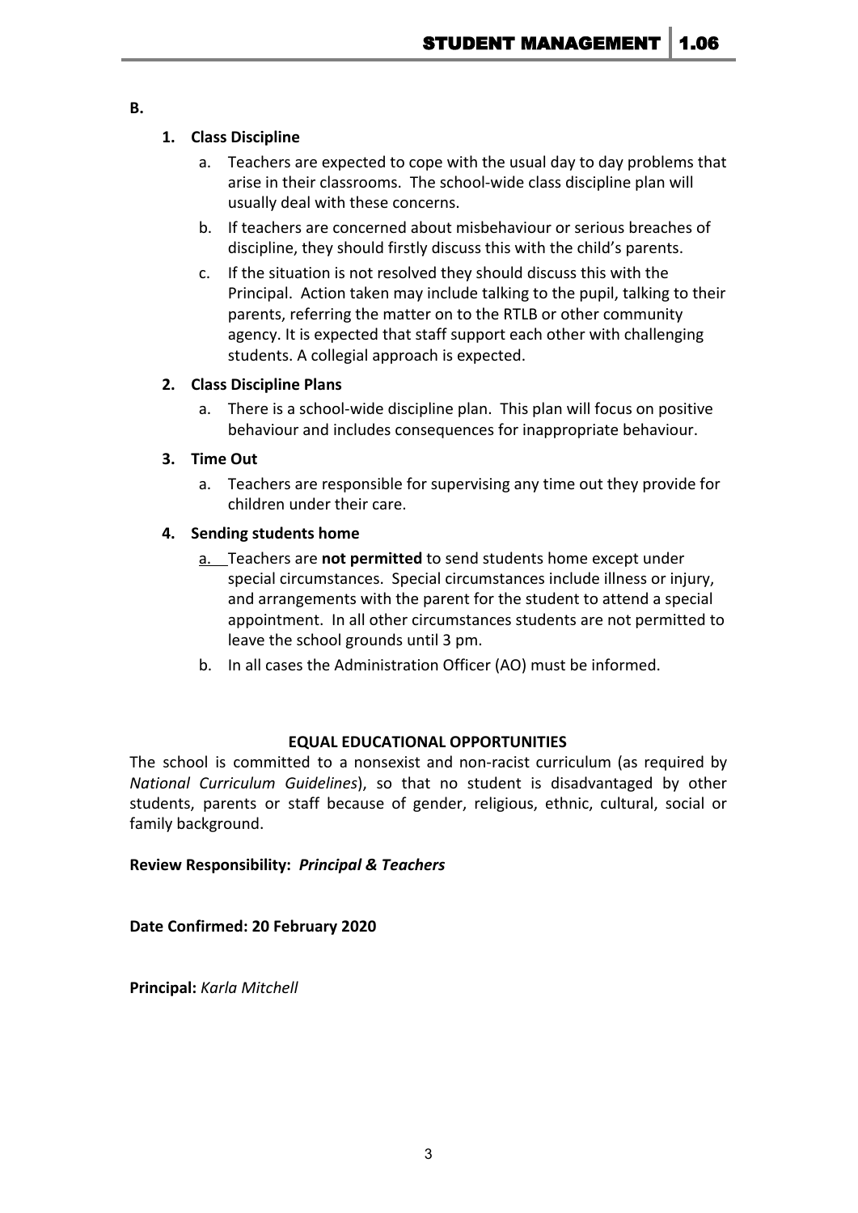**B.**

1. **Class Discipline**
   a. Teachers are expected to cope with the usual day to day problems that arise in their classrooms. The school-wide class discipline plan will usually deal with these concerns.
   b. If teachers are concerned about misbehaviour or serious breaches of discipline, they should firstly discuss this with the child's parents.
   c. If the situation is not resolved they should discuss this with the Principal. Action taken may include talking to the pupil, talking to their parents, referring the matter on to the RTLB or other community agency. It is expected that staff support each other with challenging students. A collegial approach is expected.

2. **Class Discipline Plans**
   a. There is a school-wide discipline plan. This plan will focus on positive behaviour and includes consequences for inappropriate behaviour.

3. **Time Out**
   a. Teachers are responsible for supervising any time out they provide for children under their care.

4. **Sending students home**
   a. Teachers are **not permitted** to send students home except under special circumstances. Special circumstances include illness or injury, and arrangements with the parent for the student to attend a special appointment. In all other circumstances students are not permitted to leave the school grounds until 3 pm.
   b. In all cases the Administration Officer (AO) must be informed.

**EQUAL EDUCATIONAL OPPORTUNITIES**

The school is committed to a nonsexist and non-racist curriculum (as required by *National Curriculum Guidelines*), so that no student is disadvantaged by other students, parents or staff because of gender, religious, ethnic, cultural, social or family background.

**Review Responsibility:** ***Principal & Teachers***

**Date Confirmed: 20 February 2020**

**Principal:** *Karla Mitchell*